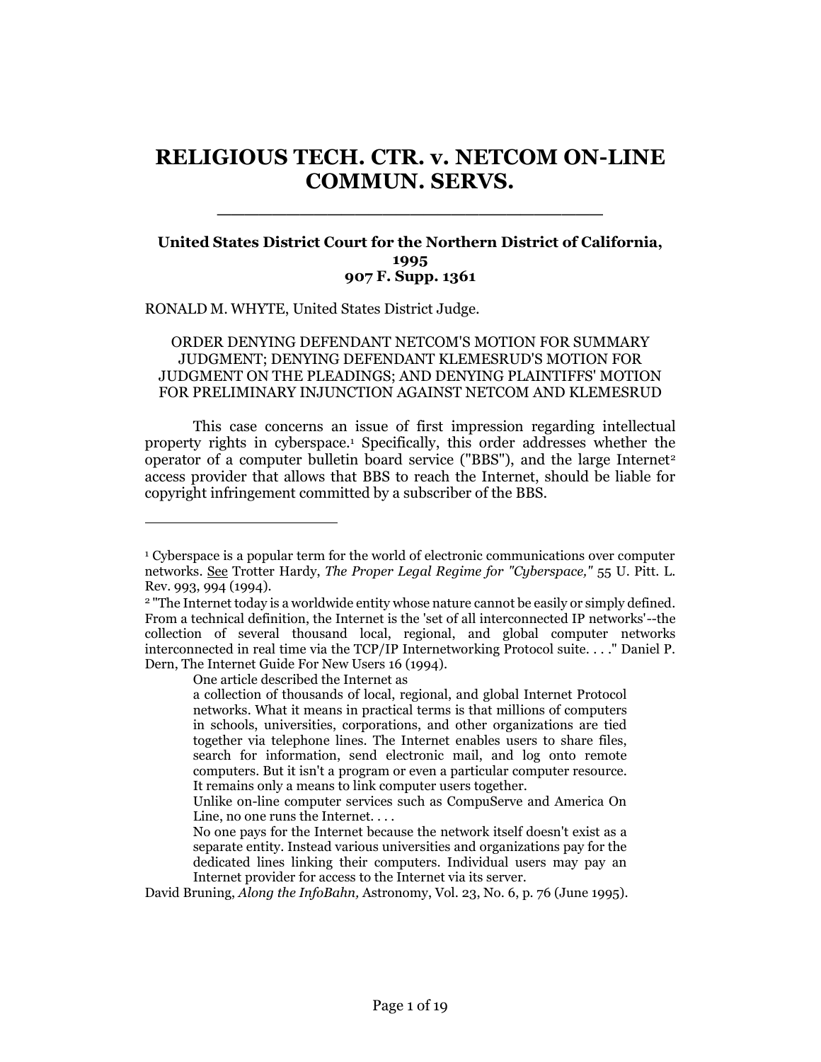# RELIGIOUS TECH. CTR. v. NETCOM ON-LINE COMMUN. SERVS.

**United States District Court for the Northern District of California, 1995**
**907 F. Supp. 1361**

RONALD M. WHYTE, United States District Judge.

ORDER DENYING DEFENDANT NETCOM'S MOTION FOR SUMMARY JUDGMENT; DENYING DEFENDANT KLEMESRUD'S MOTION FOR JUDGMENT ON THE PLEADINGS; AND DENYING PLAINTIFFS' MOTION FOR PRELIMINARY INJUNCTION AGAINST NETCOM AND KLEMESRUD

This case concerns an issue of first impression regarding intellectual property rights in cyberspace.[1] Specifically, this order addresses whether the operator of a computer bulletin board service ("BBS"), and the large Internet[2] access provider that allows that BBS to reach the Internet, should be liable for copyright infringement committed by a subscriber of the BBS.

---

[1] Cyberspace is a popular term for the world of electronic communications over computer networks. See Trotter Hardy, *The Proper Legal Regime for "Cyberspace,"* 55 U. Pitt. L. Rev. 993, 994 (1994).

[2] "The Internet today is a worldwide entity whose nature cannot be easily or simply defined. From a technical definition, the Internet is the 'set of all interconnected IP networks'--the collection of several thousand local, regional, and global computer networks interconnected in real time via the TCP/IP Internetworking Protocol suite. . . ." Daniel P. Dern, The Internet Guide For New Users 16 (1994).

One article described the Internet as

> a collection of thousands of local, regional, and global Internet Protocol networks. What it means in practical terms is that millions of computers in schools, universities, corporations, and other organizations are tied together via telephone lines. The Internet enables users to share files, search for information, send electronic mail, and log onto remote computers. But it isn't a program or even a particular computer resource. It remains only a means to link computer users together.
>
> Unlike on-line computer services such as CompuServe and America On Line, no one runs the Internet. . . .
>
> No one pays for the Internet because the network itself doesn't exist as a separate entity. Instead various universities and organizations pay for the dedicated lines linking their computers. Individual users may pay an Internet provider for access to the Internet via its server.

David Bruning, *Along the InfoBahn,* Astronomy, Vol. 23, No. 6, p. 76 (June 1995).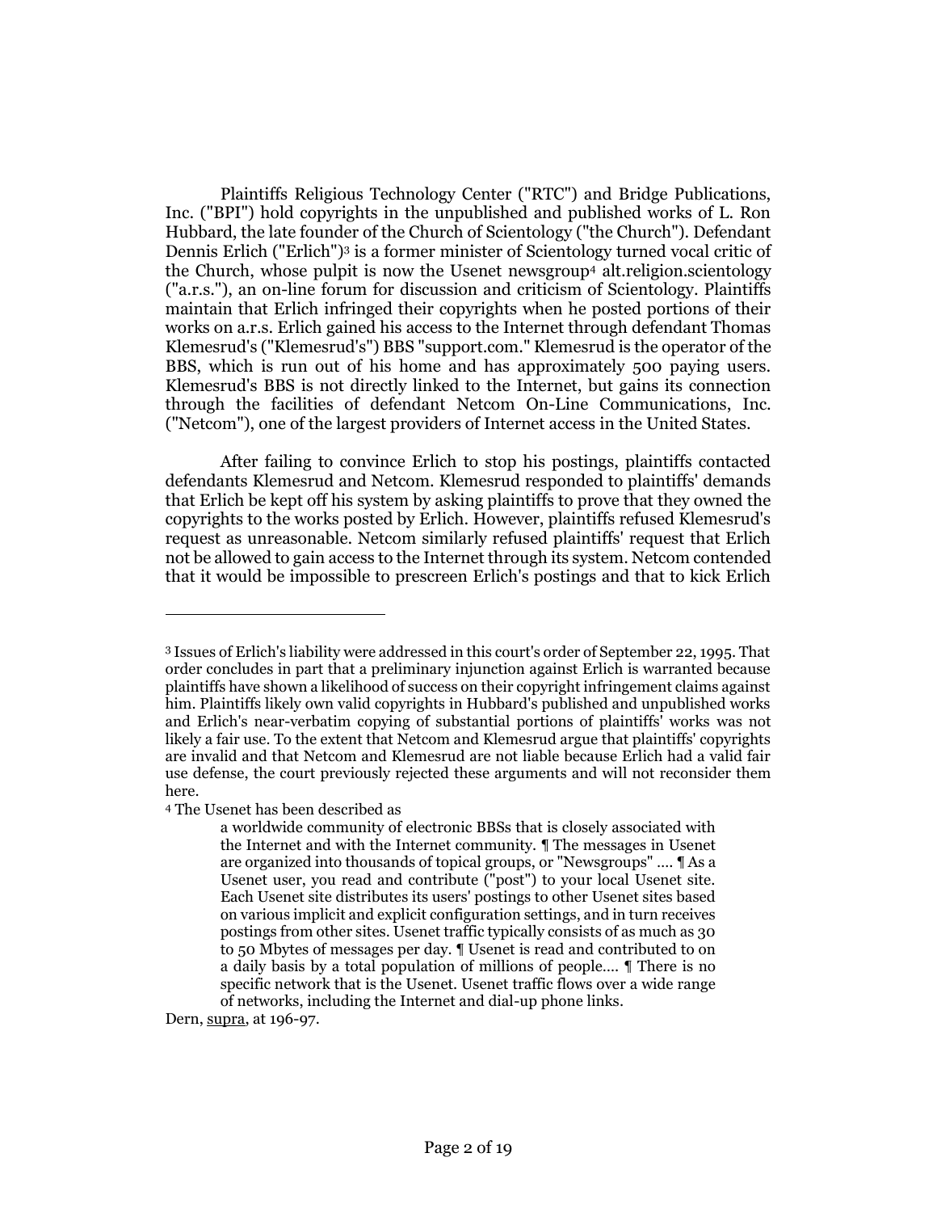Plaintiffs Religious Technology Center ("RTC") and Bridge Publications, Inc. ("BPI") hold copyrights in the unpublished and published works of L. Ron Hubbard, the late founder of the Church of Scientology ("the Church"). Defendant Dennis Erlich ("Erlich")[3] is a former minister of Scientology turned vocal critic of the Church, whose pulpit is now the Usenet newsgroup[4] alt.religion.scientology ("a.r.s."), an on-line forum for discussion and criticism of Scientology. Plaintiffs maintain that Erlich infringed their copyrights when he posted portions of their works on a.r.s. Erlich gained his access to the Internet through defendant Thomas Klemesrud's ("Klemesrud's") BBS "support.com." Klemesrud is the operator of the BBS, which is run out of his home and has approximately 500 paying users. Klemesrud's BBS is not directly linked to the Internet, but gains its connection through the facilities of defendant Netcom On-Line Communications, Inc. ("Netcom"), one of the largest providers of Internet access in the United States.

After failing to convince Erlich to stop his postings, plaintiffs contacted defendants Klemesrud and Netcom. Klemesrud responded to plaintiffs' demands that Erlich be kept off his system by asking plaintiffs to prove that they owned the copyrights to the works posted by Erlich. However, plaintiffs refused Klemesrud's request as unreasonable. Netcom similarly refused plaintiffs' request that Erlich not be allowed to gain access to the Internet through its system. Netcom contended that it would be impossible to prescreen Erlich's postings and that to kick Erlich

---

[3] Issues of Erlich's liability were addressed in this court's order of September 22, 1995. That order concludes in part that a preliminary injunction against Erlich is warranted because plaintiffs have shown a likelihood of success on their copyright infringement claims against him. Plaintiffs likely own valid copyrights in Hubbard's published and unpublished works and Erlich's near-verbatim copying of substantial portions of plaintiffs' works was not likely a fair use. To the extent that Netcom and Klemesrud argue that plaintiffs' copyrights are invalid and that Netcom and Klemesrud are not liable because Erlich had a valid fair use defense, the court previously rejected these arguments and will not reconsider them here.

[4] The Usenet has been described as

> a worldwide community of electronic BBSs that is closely associated with the Internet and with the Internet community. ¶ The messages in Usenet are organized into thousands of topical groups, or "Newsgroups" .... ¶ As a Usenet user, you read and contribute ("post") to your local Usenet site. Each Usenet site distributes its users' postings to other Usenet sites based on various implicit and explicit configuration settings, and in turn receives postings from other sites. Usenet traffic typically consists of as much as 30 to 50 Mbytes of messages per day. ¶ Usenet is read and contributed to on a daily basis by a total population of millions of people.... ¶ There is no specific network that is the Usenet. Usenet traffic flows over a wide range of networks, including the Internet and dial-up phone links.

Dern, supra, at 196-97.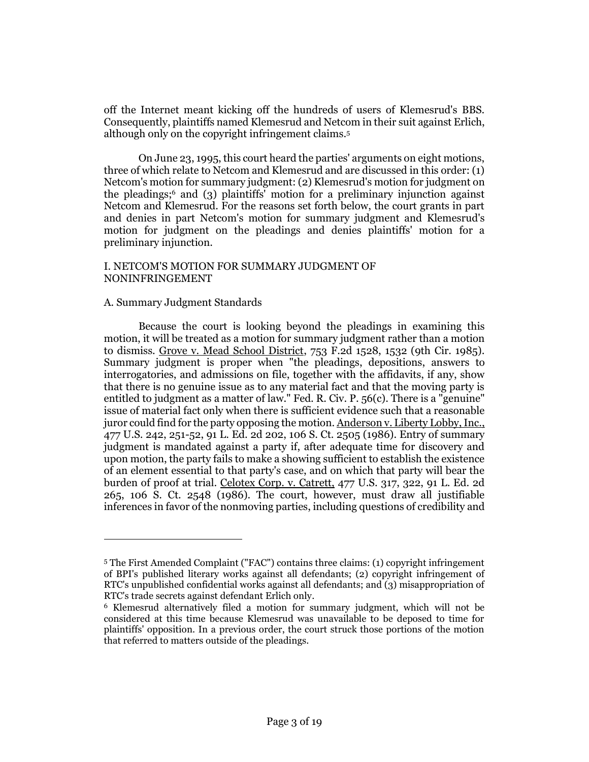off the Internet meant kicking off the hundreds of users of Klemesrud's BBS. Consequently, plaintiffs named Klemesrud and Netcom in their suit against Erlich, although only on the copyright infringement claims.[5]

On June 23, 1995, this court heard the parties' arguments on eight motions, three of which relate to Netcom and Klemesrud and are discussed in this order: (1) Netcom's motion for summary judgment: (2) Klemesrud's motion for judgment on the pleadings;[6] and (3) plaintiffs' motion for a preliminary injunction against Netcom and Klemesrud. For the reasons set forth below, the court grants in part and denies in part Netcom's motion for summary judgment and Klemesrud's motion for judgment on the pleadings and denies plaintiffs' motion for a preliminary injunction.

## I. NETCOM'S MOTION FOR SUMMARY JUDGMENT OF NONINFRINGEMENT

### A. Summary Judgment Standards

Because the court is looking beyond the pleadings in examining this motion, it will be treated as a motion for summary judgment rather than a motion to dismiss. Grove v. Mead School District, 753 F.2d 1528, 1532 (9th Cir. 1985). Summary judgment is proper when "the pleadings, depositions, answers to interrogatories, and admissions on file, together with the affidavits, if any, show that there is no genuine issue as to any material fact and that the moving party is entitled to judgment as a matter of law." Fed. R. Civ. P. 56(c). There is a "genuine" issue of material fact only when there is sufficient evidence such that a reasonable juror could find for the party opposing the motion. Anderson v. Liberty Lobby, Inc., 477 U.S. 242, 251-52, 91 L. Ed. 2d 202, 106 S. Ct. 2505 (1986). Entry of summary judgment is mandated against a party if, after adequate time for discovery and upon motion, the party fails to make a showing sufficient to establish the existence of an element essential to that party's case, and on which that party will bear the burden of proof at trial. Celotex Corp. v. Catrett, 477 U.S. 317, 322, 91 L. Ed. 2d 265, 106 S. Ct. 2548 (1986). The court, however, must draw all justifiable inferences in favor of the nonmoving parties, including questions of credibility and

---

[5] The First Amended Complaint ("FAC") contains three claims: (1) copyright infringement of BPI's published literary works against all defendants; (2) copyright infringement of RTC's unpublished confidential works against all defendants; and (3) misappropriation of RTC's trade secrets against defendant Erlich only.

[6] Klemesrud alternatively filed a motion for summary judgment, which will not be considered at this time because Klemesrud was unavailable to be deposed to time for plaintiffs' opposition. In a previous order, the court struck those portions of the motion that referred to matters outside of the pleadings.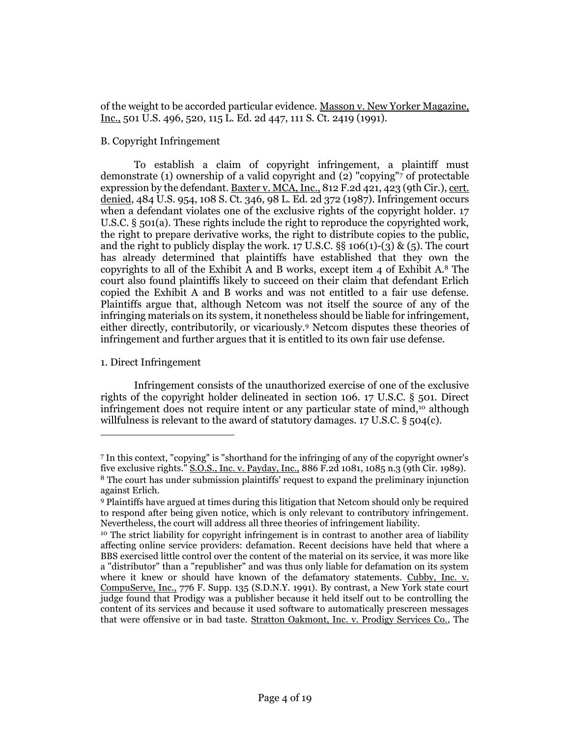of the weight to be accorded particular evidence. Masson v. New Yorker Magazine, Inc., 501 U.S. 496, 520, 115 L. Ed. 2d 447, 111 S. Ct. 2419 (1991).

B. Copyright Infringement

To establish a claim of copyright infringement, a plaintiff must demonstrate (1) ownership of a valid copyright and (2) "copying"[7] of protectable expression by the defendant. Baxter v. MCA, Inc., 812 F.2d 421, 423 (9th Cir.), cert. denied, 484 U.S. 954, 108 S. Ct. 346, 98 L. Ed. 2d 372 (1987). Infringement occurs when a defendant violates one of the exclusive rights of the copyright holder. 17 U.S.C. § 501(a). These rights include the right to reproduce the copyrighted work, the right to prepare derivative works, the right to distribute copies to the public, and the right to publicly display the work. 17 U.S.C. §§ 106(1)-(3) & (5). The court has already determined that plaintiffs have established that they own the copyrights to all of the Exhibit A and B works, except item 4 of Exhibit A.[8] The court also found plaintiffs likely to succeed on their claim that defendant Erlich copied the Exhibit A and B works and was not entitled to a fair use defense. Plaintiffs argue that, although Netcom was not itself the source of any of the infringing materials on its system, it nonetheless should be liable for infringement, either directly, contributorily, or vicariously.[9] Netcom disputes these theories of infringement and further argues that it is entitled to its own fair use defense.

1. Direct Infringement

Infringement consists of the unauthorized exercise of one of the exclusive rights of the copyright holder delineated in section 106. 17 U.S.C. § 501. Direct infringement does not require intent or any particular state of mind,[10] although willfulness is relevant to the award of statutory damages. 17 U.S.C. § 504(c).

---

[7] In this context, "copying" is "shorthand for the infringing of any of the copyright owner's five exclusive rights." S.O.S., Inc. v. Payday, Inc., 886 F.2d 1081, 1085 n.3 (9th Cir. 1989).

[8] The court has under submission plaintiffs' request to expand the preliminary injunction against Erlich.

[9] Plaintiffs have argued at times during this litigation that Netcom should only be required to respond after being given notice, which is only relevant to contributory infringement. Nevertheless, the court will address all three theories of infringement liability.

[10] The strict liability for copyright infringement is in contrast to another area of liability affecting online service providers: defamation. Recent decisions have held that where a BBS exercised little control over the content of the material on its service, it was more like a "distributor" than a "republisher" and was thus only liable for defamation on its system where it knew or should have known of the defamatory statements. Cubby, Inc. v. CompuServe, Inc., 776 F. Supp. 135 (S.D.N.Y. 1991). By contrast, a New York state court judge found that Prodigy was a publisher because it held itself out to be controlling the content of its services and because it used software to automatically prescreen messages that were offensive or in bad taste. Stratton Oakmont, Inc. v. Prodigy Services Co., The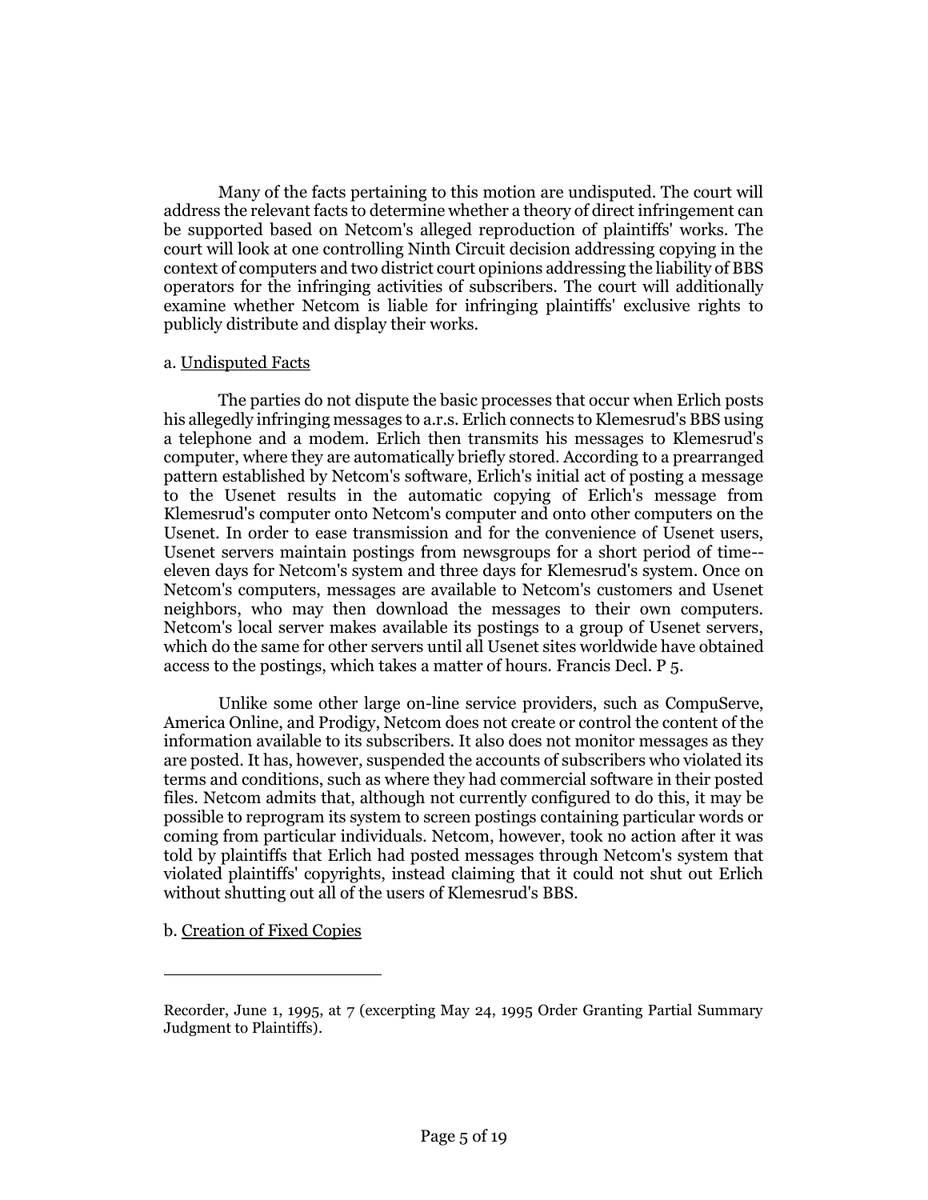Many of the facts pertaining to this motion are undisputed. The court will address the relevant facts to determine whether a theory of direct infringement can be supported based on Netcom's alleged reproduction of plaintiffs' works. The court will look at one controlling Ninth Circuit decision addressing copying in the context of computers and two district court opinions addressing the liability of BBS operators for the infringing activities of subscribers. The court will additionally examine whether Netcom is liable for infringing plaintiffs' exclusive rights to publicly distribute and display their works.

a. Undisputed Facts

The parties do not dispute the basic processes that occur when Erlich posts his allegedly infringing messages to a.r.s. Erlich connects to Klemesrud's BBS using a telephone and a modem. Erlich then transmits his messages to Klemesrud's computer, where they are automatically briefly stored. According to a prearranged pattern established by Netcom's software, Erlich's initial act of posting a message to the Usenet results in the automatic copying of Erlich's message from Klemesrud's computer onto Netcom's computer and onto other computers on the Usenet. In order to ease transmission and for the convenience of Usenet users, Usenet servers maintain postings from newsgroups for a short period of time--eleven days for Netcom's system and three days for Klemesrud's system. Once on Netcom's computers, messages are available to Netcom's customers and Usenet neighbors, who may then download the messages to their own computers. Netcom's local server makes available its postings to a group of Usenet servers, which do the same for other servers until all Usenet sites worldwide have obtained access to the postings, which takes a matter of hours. Francis Decl. P 5.

Unlike some other large on-line service providers, such as CompuServe, America Online, and Prodigy, Netcom does not create or control the content of the information available to its subscribers. It also does not monitor messages as they are posted. It has, however, suspended the accounts of subscribers who violated its terms and conditions, such as where they had commercial software in their posted files. Netcom admits that, although not currently configured to do this, it may be possible to reprogram its system to screen postings containing particular words or coming from particular individuals. Netcom, however, took no action after it was told by plaintiffs that Erlich had posted messages through Netcom's system that violated plaintiffs' copyrights, instead claiming that it could not shut out Erlich without shutting out all of the users of Klemesrud's BBS.

b. Creation of Fixed Copies

---

Recorder, June 1, 1995, at 7 (excerpting May 24, 1995 Order Granting Partial Summary Judgment to Plaintiffs).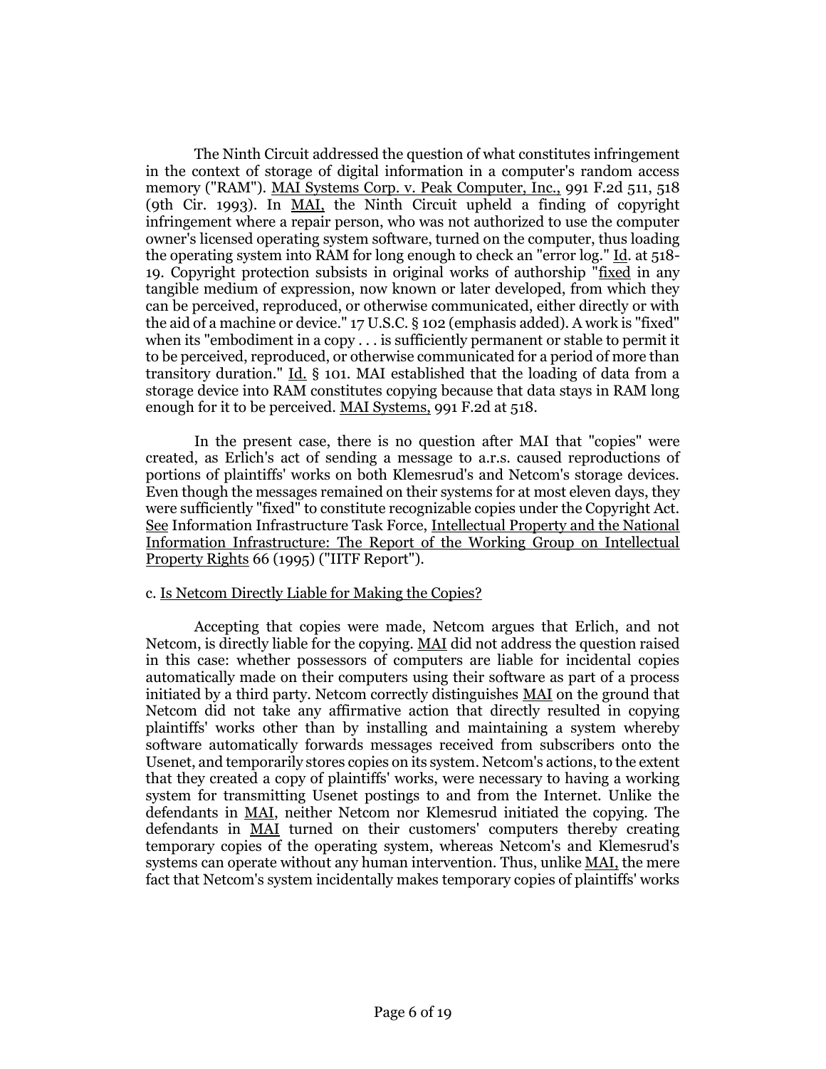The Ninth Circuit addressed the question of what constitutes infringement in the context of storage of digital information in a computer's random access memory ("RAM"). MAI Systems Corp. v. Peak Computer, Inc., 991 F.2d 511, 518 (9th Cir. 1993). In MAI, the Ninth Circuit upheld a finding of copyright infringement where a repair person, who was not authorized to use the computer owner's licensed operating system software, turned on the computer, thus loading the operating system into RAM for long enough to check an "error log." Id. at 518-19. Copyright protection subsists in original works of authorship "fixed in any tangible medium of expression, now known or later developed, from which they can be perceived, reproduced, or otherwise communicated, either directly or with the aid of a machine or device." 17 U.S.C. § 102 (emphasis added). A work is "fixed" when its "embodiment in a copy . . . is sufficiently permanent or stable to permit it to be perceived, reproduced, or otherwise communicated for a period of more than transitory duration." Id. § 101. MAI established that the loading of data from a storage device into RAM constitutes copying because that data stays in RAM long enough for it to be perceived. MAI Systems, 991 F.2d at 518.

In the present case, there is no question after MAI that "copies" were created, as Erlich's act of sending a message to a.r.s. caused reproductions of portions of plaintiffs' works on both Klemesrud's and Netcom's storage devices. Even though the messages remained on their systems for at most eleven days, they were sufficiently "fixed" to constitute recognizable copies under the Copyright Act. See Information Infrastructure Task Force, Intellectual Property and the National Information Infrastructure: The Report of the Working Group on Intellectual Property Rights 66 (1995) ("IITF Report").

c. Is Netcom Directly Liable for Making the Copies?

Accepting that copies were made, Netcom argues that Erlich, and not Netcom, is directly liable for the copying. MAI did not address the question raised in this case: whether possessors of computers are liable for incidental copies automatically made on their computers using their software as part of a process initiated by a third party. Netcom correctly distinguishes MAI on the ground that Netcom did not take any affirmative action that directly resulted in copying plaintiffs' works other than by installing and maintaining a system whereby software automatically forwards messages received from subscribers onto the Usenet, and temporarily stores copies on its system. Netcom's actions, to the extent that they created a copy of plaintiffs' works, were necessary to having a working system for transmitting Usenet postings to and from the Internet. Unlike the defendants in MAI, neither Netcom nor Klemesrud initiated the copying. The defendants in MAI turned on their customers' computers thereby creating temporary copies of the operating system, whereas Netcom's and Klemesrud's systems can operate without any human intervention. Thus, unlike MAI, the mere fact that Netcom's system incidentally makes temporary copies of plaintiffs' works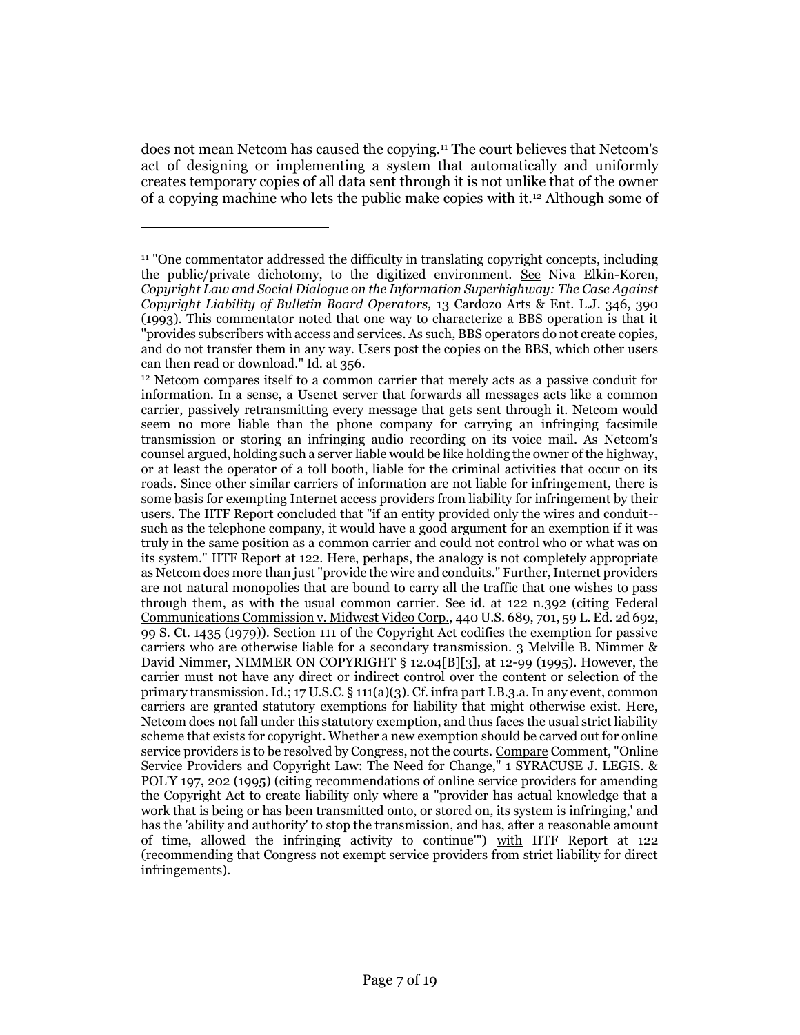does not mean Netcom has caused the copying.[11] The court believes that Netcom's act of designing or implementing a system that automatically and uniformly creates temporary copies of all data sent through it is not unlike that of the owner of a copying machine who lets the public make copies with it.[12] Although some of

---

[11] "One commentator addressed the difficulty in translating copyright concepts, including the public/private dichotomy, to the digitized environment. See Niva Elkin-Koren, *Copyright Law and Social Dialogue on the Information Superhighway: The Case Against Copyright Liability of Bulletin Board Operators,* 13 Cardozo Arts & Ent. L.J. 346, 390 (1993). This commentator noted that one way to characterize a BBS operation is that it "provides subscribers with access and services. As such, BBS operators do not create copies, and do not transfer them in any way. Users post the copies on the BBS, which other users can then read or download." Id. at 356.

[12] Netcom compares itself to a common carrier that merely acts as a passive conduit for information. In a sense, a Usenet server that forwards all messages acts like a common carrier, passively retransmitting every message that gets sent through it. Netcom would seem no more liable than the phone company for carrying an infringing facsimile transmission or storing an infringing audio recording on its voice mail. As Netcom's counsel argued, holding such a server liable would be like holding the owner of the highway, or at least the operator of a toll booth, liable for the criminal activities that occur on its roads. Since other similar carriers of information are not liable for infringement, there is some basis for exempting Internet access providers from liability for infringement by their users. The IITF Report concluded that "if an entity provided only the wires and conduit--such as the telephone company, it would have a good argument for an exemption if it was truly in the same position as a common carrier and could not control who or what was on its system." IITF Report at 122. Here, perhaps, the analogy is not completely appropriate as Netcom does more than just "provide the wire and conduits." Further, Internet providers are not natural monopolies that are bound to carry all the traffic that one wishes to pass through them, as with the usual common carrier. See id. at 122 n.392 (citing Federal Communications Commission v. Midwest Video Corp., 440 U.S. 689, 701, 59 L. Ed. 2d 692, 99 S. Ct. 1435 (1979)). Section 111 of the Copyright Act codifies the exemption for passive carriers who are otherwise liable for a secondary transmission. 3 Melville B. Nimmer & David Nimmer, NIMMER ON COPYRIGHT § 12.04[B][3], at 12-99 (1995). However, the carrier must not have any direct or indirect control over the content or selection of the primary transmission. Id.; 17 U.S.C. § 111(a)(3). Cf. infra part I.B.3.a. In any event, common carriers are granted statutory exemptions for liability that might otherwise exist. Here, Netcom does not fall under this statutory exemption, and thus faces the usual strict liability scheme that exists for copyright. Whether a new exemption should be carved out for online service providers is to be resolved by Congress, not the courts. Compare Comment, "Online Service Providers and Copyright Law: The Need for Change," 1 SYRACUSE J. LEGIS. & POL'Y 197, 202 (1995) (citing recommendations of online service providers for amending the Copyright Act to create liability only where a "provider has actual knowledge that a work that is being or has been transmitted onto, or stored on, its system is infringing,' and has the 'ability and authority' to stop the transmission, and has, after a reasonable amount of time, allowed the infringing activity to continue'") with IITF Report at 122 (recommending that Congress not exempt service providers from strict liability for direct infringements).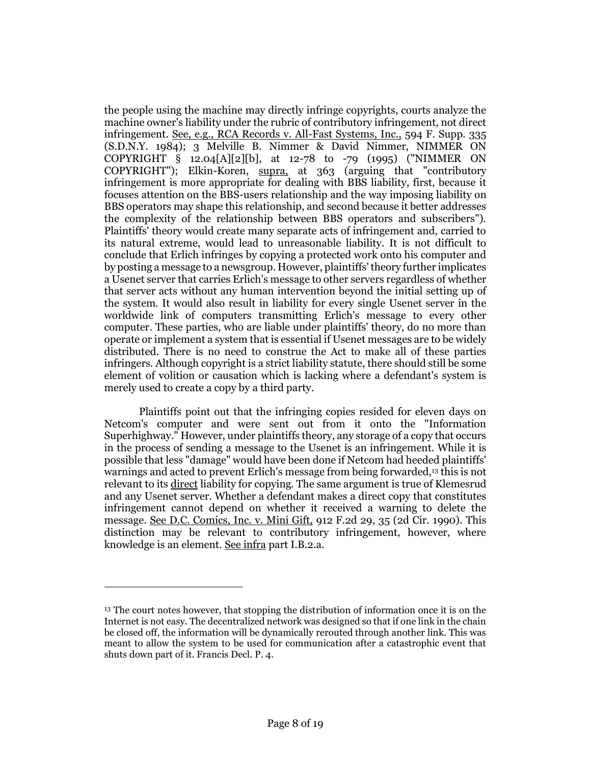the people using the machine may directly infringe copyrights, courts analyze the machine owner's liability under the rubric of contributory infringement, not direct infringement. See, e.g., RCA Records v. All-Fast Systems, Inc., 594 F. Supp. 335 (S.D.N.Y. 1984); 3 Melville B. Nimmer & David Nimmer, NIMMER ON COPYRIGHT § 12.04[A][2][b], at 12-78 to -79 (1995) ("NIMMER ON COPYRIGHT"); Elkin-Koren, supra, at 363 (arguing that "contributory infringement is more appropriate for dealing with BBS liability, first, because it focuses attention on the BBS-users relationship and the way imposing liability on BBS operators may shape this relationship, and second because it better addresses the complexity of the relationship between BBS operators and subscribers"). Plaintiffs' theory would create many separate acts of infringement and, carried to its natural extreme, would lead to unreasonable liability. It is not difficult to conclude that Erlich infringes by copying a protected work onto his computer and by posting a message to a newsgroup. However, plaintiffs' theory further implicates a Usenet server that carries Erlich's message to other servers regardless of whether that server acts without any human intervention beyond the initial setting up of the system. It would also result in liability for every single Usenet server in the worldwide link of computers transmitting Erlich's message to every other computer. These parties, who are liable under plaintiffs' theory, do no more than operate or implement a system that is essential if Usenet messages are to be widely distributed. There is no need to construe the Act to make all of these parties infringers. Although copyright is a strict liability statute, there should still be some element of volition or causation which is lacking where a defendant's system is merely used to create a copy by a third party.

Plaintiffs point out that the infringing copies resided for eleven days on Netcom's computer and were sent out from it onto the "Information Superhighway." However, under plaintiffs theory, any storage of a copy that occurs in the process of sending a message to the Usenet is an infringement. While it is possible that less "damage" would have been done if Netcom had heeded plaintiffs' warnings and acted to prevent Erlich's message from being forwarded,[13] this is not relevant to its direct liability for copying. The same argument is true of Klemesrud and any Usenet server. Whether a defendant makes a direct copy that constitutes infringement cannot depend on whether it received a warning to delete the message. See D.C. Comics, Inc. v. Mini Gift, 912 F.2d 29, 35 (2d Cir. 1990). This distinction may be relevant to contributory infringement, however, where knowledge is an element. See infra part I.B.2.a.

[13] The court notes however, that stopping the distribution of information once it is on the Internet is not easy. The decentralized network was designed so that if one link in the chain be closed off, the information will be dynamically rerouted through another link. This was meant to allow the system to be used for communication after a catastrophic event that shuts down part of it. Francis Decl. P. 4.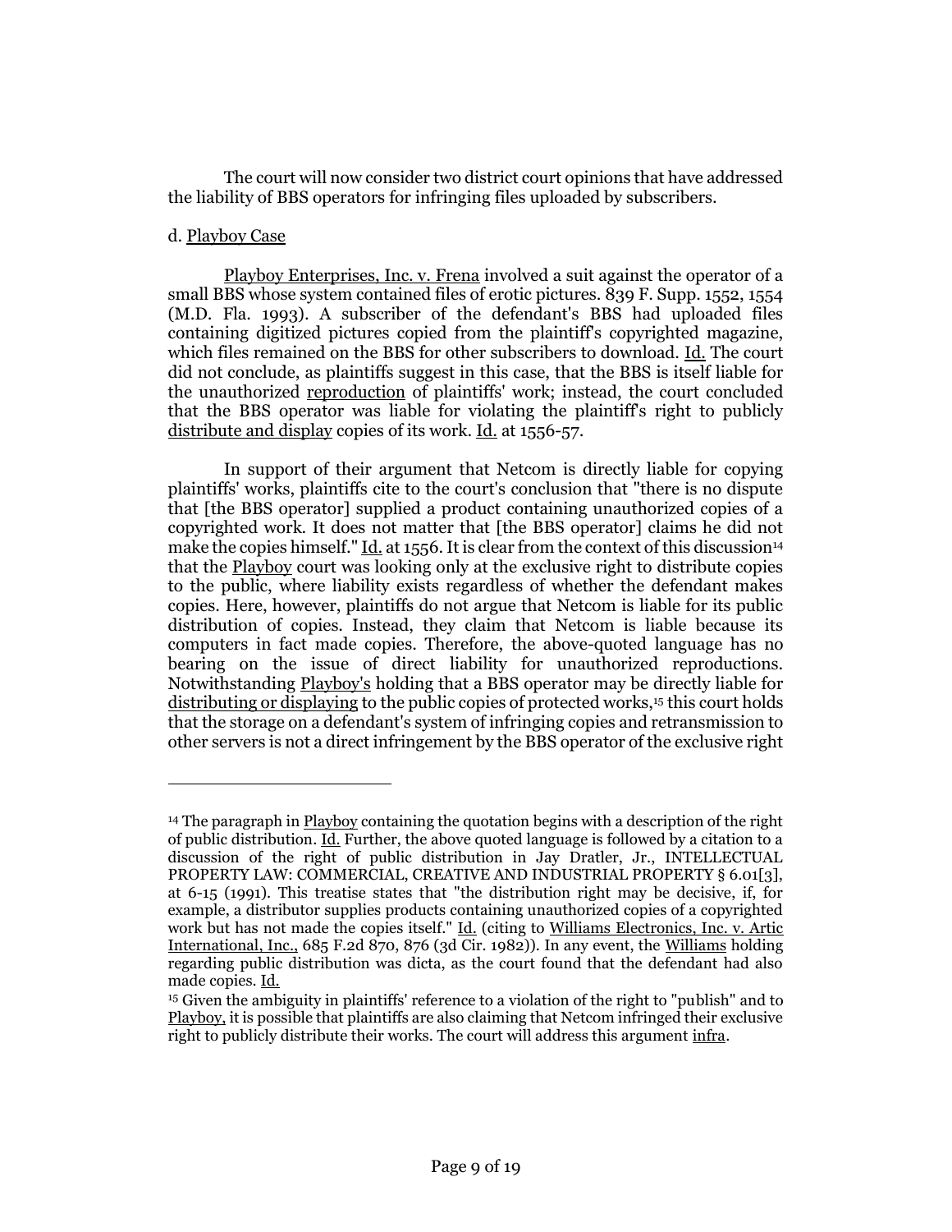The court will now consider two district court opinions that have addressed the liability of BBS operators for infringing files uploaded by subscribers.

d. Playboy Case

Playboy Enterprises, Inc. v. Frena involved a suit against the operator of a small BBS whose system contained files of erotic pictures. 839 F. Supp. 1552, 1554 (M.D. Fla. 1993). A subscriber of the defendant's BBS had uploaded files containing digitized pictures copied from the plaintiff's copyrighted magazine, which files remained on the BBS for other subscribers to download. Id. The court did not conclude, as plaintiffs suggest in this case, that the BBS is itself liable for the unauthorized reproduction of plaintiffs' work; instead, the court concluded that the BBS operator was liable for violating the plaintiff's right to publicly distribute and display copies of its work. Id. at 1556-57.

In support of their argument that Netcom is directly liable for copying plaintiffs' works, plaintiffs cite to the court's conclusion that "there is no dispute that [the BBS operator] supplied a product containing unauthorized copies of a copyrighted work. It does not matter that [the BBS operator] claims he did not make the copies himself." Id. at 1556. It is clear from the context of this discussion[14] that the Playboy court was looking only at the exclusive right to distribute copies to the public, where liability exists regardless of whether the defendant makes copies. Here, however, plaintiffs do not argue that Netcom is liable for its public distribution of copies. Instead, they claim that Netcom is liable because its computers in fact made copies. Therefore, the above-quoted language has no bearing on the issue of direct liability for unauthorized reproductions. Notwithstanding Playboy's holding that a BBS operator may be directly liable for distributing or displaying to the public copies of protected works,[15] this court holds that the storage on a defendant's system of infringing copies and retransmission to other servers is not a direct infringement by the BBS operator of the exclusive right

---

[14] The paragraph in Playboy containing the quotation begins with a description of the right of public distribution. Id. Further, the above quoted language is followed by a citation to a discussion of the right of public distribution in Jay Dratler, Jr., INTELLECTUAL PROPERTY LAW: COMMERCIAL, CREATIVE AND INDUSTRIAL PROPERTY § 6.01[3], at 6-15 (1991). This treatise states that "the distribution right may be decisive, if, for example, a distributor supplies products containing unauthorized copies of a copyrighted work but has not made the copies itself." Id. (citing to Williams Electronics, Inc. v. Artic International, Inc., 685 F.2d 870, 876 (3d Cir. 1982)). In any event, the Williams holding regarding public distribution was dicta, as the court found that the defendant had also made copies. Id.

[15] Given the ambiguity in plaintiffs' reference to a violation of the right to "publish" and to Playboy, it is possible that plaintiffs are also claiming that Netcom infringed their exclusive right to publicly distribute their works. The court will address this argument infra.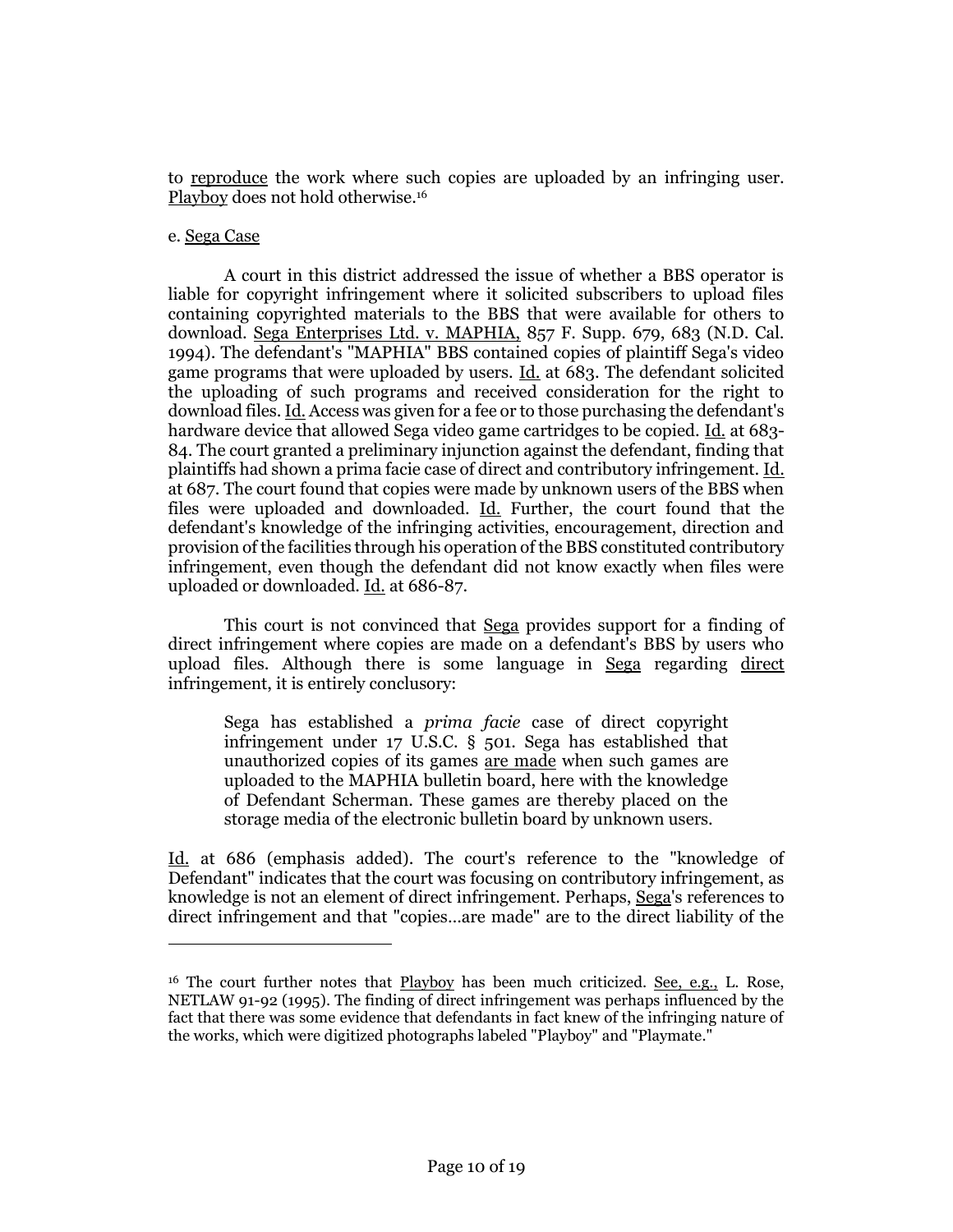to reproduce the work where such copies are uploaded by an infringing user. Playboy does not hold otherwise.[16]

e. Sega Case

A court in this district addressed the issue of whether a BBS operator is liable for copyright infringement where it solicited subscribers to upload files containing copyrighted materials to the BBS that were available for others to download. Sega Enterprises Ltd. v. MAPHIA, 857 F. Supp. 679, 683 (N.D. Cal. 1994). The defendant's "MAPHIA" BBS contained copies of plaintiff Sega's video game programs that were uploaded by users. Id. at 683. The defendant solicited the uploading of such programs and received consideration for the right to download files. Id. Access was given for a fee or to those purchasing the defendant's hardware device that allowed Sega video game cartridges to be copied. Id. at 683-84. The court granted a preliminary injunction against the defendant, finding that plaintiffs had shown a prima facie case of direct and contributory infringement. Id. at 687. The court found that copies were made by unknown users of the BBS when files were uploaded and downloaded. Id. Further, the court found that the defendant's knowledge of the infringing activities, encouragement, direction and provision of the facilities through his operation of the BBS constituted contributory infringement, even though the defendant did not know exactly when files were uploaded or downloaded. Id. at 686-87.

This court is not convinced that Sega provides support for a finding of direct infringement where copies are made on a defendant's BBS by users who upload files. Although there is some language in Sega regarding direct infringement, it is entirely conclusory:

> Sega has established a *prima facie* case of direct copyright infringement under 17 U.S.C. § 501. Sega has established that unauthorized copies of its games are made when such games are uploaded to the MAPHIA bulletin board, here with the knowledge of Defendant Scherman. These games are thereby placed on the storage media of the electronic bulletin board by unknown users.

Id. at 686 (emphasis added). The court's reference to the "knowledge of Defendant" indicates that the court was focusing on contributory infringement, as knowledge is not an element of direct infringement. Perhaps, Sega's references to direct infringement and that "copies...are made" are to the direct liability of the

---

[16] The court further notes that Playboy has been much criticized. See, e.g., L. Rose, NETLAW 91-92 (1995). The finding of direct infringement was perhaps influenced by the fact that there was some evidence that defendants in fact knew of the infringing nature of the works, which were digitized photographs labeled "Playboy" and "Playmate."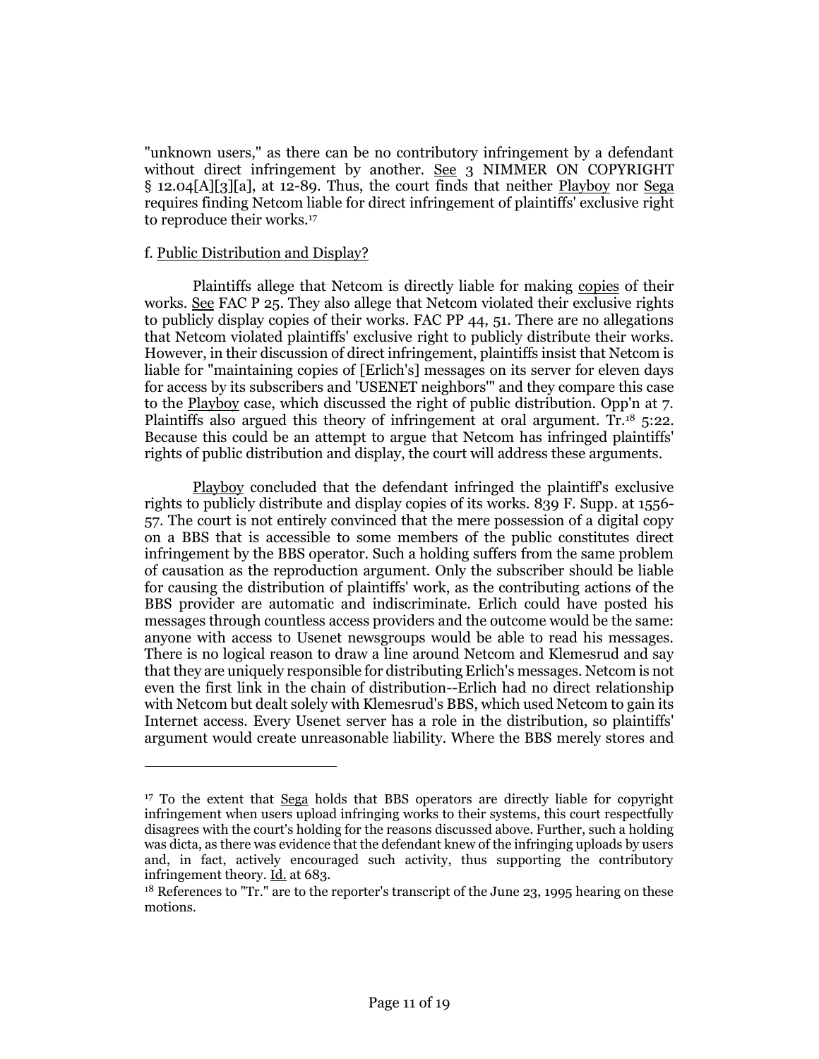"unknown users," as there can be no contributory infringement by a defendant without direct infringement by another. See 3 NIMMER ON COPYRIGHT § 12.04[A][3][a], at 12-89. Thus, the court finds that neither Playboy nor Sega requires finding Netcom liable for direct infringement of plaintiffs' exclusive right to reproduce their works.[17]

f. Public Distribution and Display?

Plaintiffs allege that Netcom is directly liable for making copies of their works. See FAC P 25. They also allege that Netcom violated their exclusive rights to publicly display copies of their works. FAC PP 44, 51. There are no allegations that Netcom violated plaintiffs' exclusive right to publicly distribute their works. However, in their discussion of direct infringement, plaintiffs insist that Netcom is liable for "maintaining copies of [Erlich's] messages on its server for eleven days for access by its subscribers and 'USENET neighbors'" and they compare this case to the Playboy case, which discussed the right of public distribution. Opp'n at 7. Plaintiffs also argued this theory of infringement at oral argument. Tr.[18] 5:22. Because this could be an attempt to argue that Netcom has infringed plaintiffs' rights of public distribution and display, the court will address these arguments.

Playboy concluded that the defendant infringed the plaintiff's exclusive rights to publicly distribute and display copies of its works. 839 F. Supp. at 1556-57. The court is not entirely convinced that the mere possession of a digital copy on a BBS that is accessible to some members of the public constitutes direct infringement by the BBS operator. Such a holding suffers from the same problem of causation as the reproduction argument. Only the subscriber should be liable for causing the distribution of plaintiffs' work, as the contributing actions of the BBS provider are automatic and indiscriminate. Erlich could have posted his messages through countless access providers and the outcome would be the same: anyone with access to Usenet newsgroups would be able to read his messages. There is no logical reason to draw a line around Netcom and Klemesrud and say that they are uniquely responsible for distributing Erlich's messages. Netcom is not even the first link in the chain of distribution--Erlich had no direct relationship with Netcom but dealt solely with Klemesrud's BBS, which used Netcom to gain its Internet access. Every Usenet server has a role in the distribution, so plaintiffs' argument would create unreasonable liability. Where the BBS merely stores and

---

[17] To the extent that Sega holds that BBS operators are directly liable for copyright infringement when users upload infringing works to their systems, this court respectfully disagrees with the court's holding for the reasons discussed above. Further, such a holding was dicta, as there was evidence that the defendant knew of the infringing uploads by users and, in fact, actively encouraged such activity, thus supporting the contributory infringement theory. Id. at 683.

[18] References to "Tr." are to the reporter's transcript of the June 23, 1995 hearing on these motions.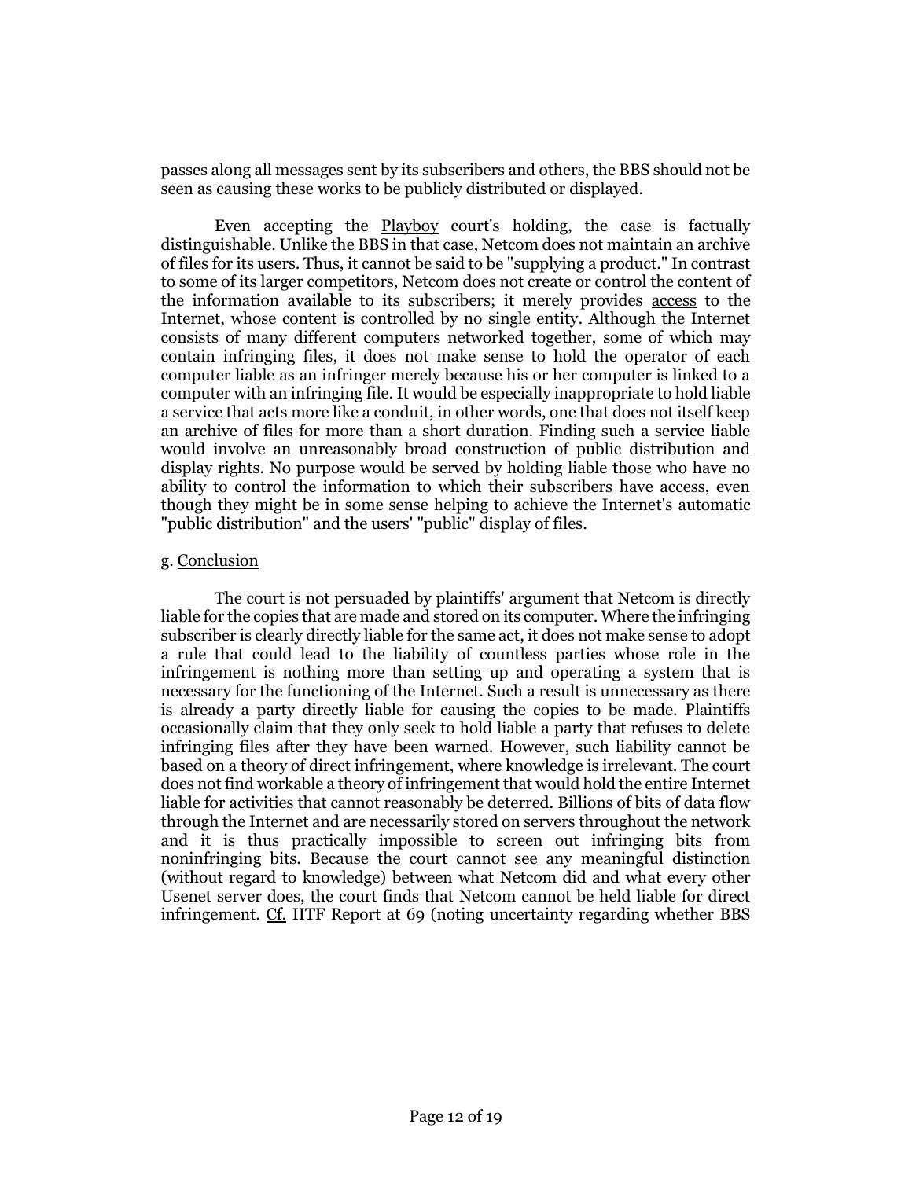passes along all messages sent by its subscribers and others, the BBS should not be seen as causing these works to be publicly distributed or displayed.

Even accepting the Playboy court's holding, the case is factually distinguishable. Unlike the BBS in that case, Netcom does not maintain an archive of files for its users. Thus, it cannot be said to be "supplying a product." In contrast to some of its larger competitors, Netcom does not create or control the content of the information available to its subscribers; it merely provides access to the Internet, whose content is controlled by no single entity. Although the Internet consists of many different computers networked together, some of which may contain infringing files, it does not make sense to hold the operator of each computer liable as an infringer merely because his or her computer is linked to a computer with an infringing file. It would be especially inappropriate to hold liable a service that acts more like a conduit, in other words, one that does not itself keep an archive of files for more than a short duration. Finding such a service liable would involve an unreasonably broad construction of public distribution and display rights. No purpose would be served by holding liable those who have no ability to control the information to which their subscribers have access, even though they might be in some sense helping to achieve the Internet's automatic "public distribution" and the users' "public" display of files.

g. Conclusion

The court is not persuaded by plaintiffs' argument that Netcom is directly liable for the copies that are made and stored on its computer. Where the infringing subscriber is clearly directly liable for the same act, it does not make sense to adopt a rule that could lead to the liability of countless parties whose role in the infringement is nothing more than setting up and operating a system that is necessary for the functioning of the Internet. Such a result is unnecessary as there is already a party directly liable for causing the copies to be made. Plaintiffs occasionally claim that they only seek to hold liable a party that refuses to delete infringing files after they have been warned. However, such liability cannot be based on a theory of direct infringement, where knowledge is irrelevant. The court does not find workable a theory of infringement that would hold the entire Internet liable for activities that cannot reasonably be deterred. Billions of bits of data flow through the Internet and are necessarily stored on servers throughout the network and it is thus practically impossible to screen out infringing bits from noninfringing bits. Because the court cannot see any meaningful distinction (without regard to knowledge) between what Netcom did and what every other Usenet server does, the court finds that Netcom cannot be held liable for direct infringement. Cf. IITF Report at 69 (noting uncertainty regarding whether BBS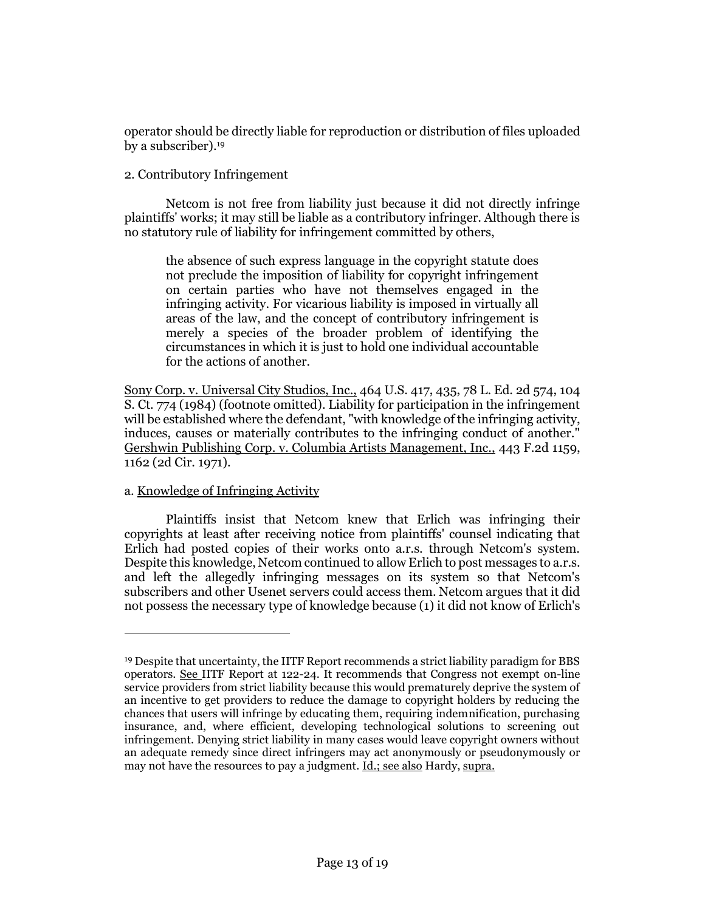operator should be directly liable for reproduction or distribution of files uploaded by a subscriber).[19]

2. Contributory Infringement

Netcom is not free from liability just because it did not directly infringe plaintiffs' works; it may still be liable as a contributory infringer. Although there is no statutory rule of liability for infringement committed by others,

> the absence of such express language in the copyright statute does not preclude the imposition of liability for copyright infringement on certain parties who have not themselves engaged in the infringing activity. For vicarious liability is imposed in virtually all areas of the law, and the concept of contributory infringement is merely a species of the broader problem of identifying the circumstances in which it is just to hold one individual accountable for the actions of another.

Sony Corp. v. Universal City Studios, Inc., 464 U.S. 417, 435, 78 L. Ed. 2d 574, 104 S. Ct. 774 (1984) (footnote omitted). Liability for participation in the infringement will be established where the defendant, "with knowledge of the infringing activity, induces, causes or materially contributes to the infringing conduct of another." Gershwin Publishing Corp. v. Columbia Artists Management, Inc., 443 F.2d 1159, 1162 (2d Cir. 1971).

a. Knowledge of Infringing Activity

Plaintiffs insist that Netcom knew that Erlich was infringing their copyrights at least after receiving notice from plaintiffs' counsel indicating that Erlich had posted copies of their works onto a.r.s. through Netcom's system. Despite this knowledge, Netcom continued to allow Erlich to post messages to a.r.s. and left the allegedly infringing messages on its system so that Netcom's subscribers and other Usenet servers could access them. Netcom argues that it did not possess the necessary type of knowledge because (1) it did not know of Erlich's

---

[19] Despite that uncertainty, the IITF Report recommends a strict liability paradigm for BBS operators. See IITF Report at 122-24. It recommends that Congress not exempt on-line service providers from strict liability because this would prematurely deprive the system of an incentive to get providers to reduce the damage to copyright holders by reducing the chances that users will infringe by educating them, requiring indemnification, purchasing insurance, and, where efficient, developing technological solutions to screening out infringement. Denying strict liability in many cases would leave copyright owners without an adequate remedy since direct infringers may act anonymously or pseudonymously or may not have the resources to pay a judgment. Id.; see also Hardy, supra.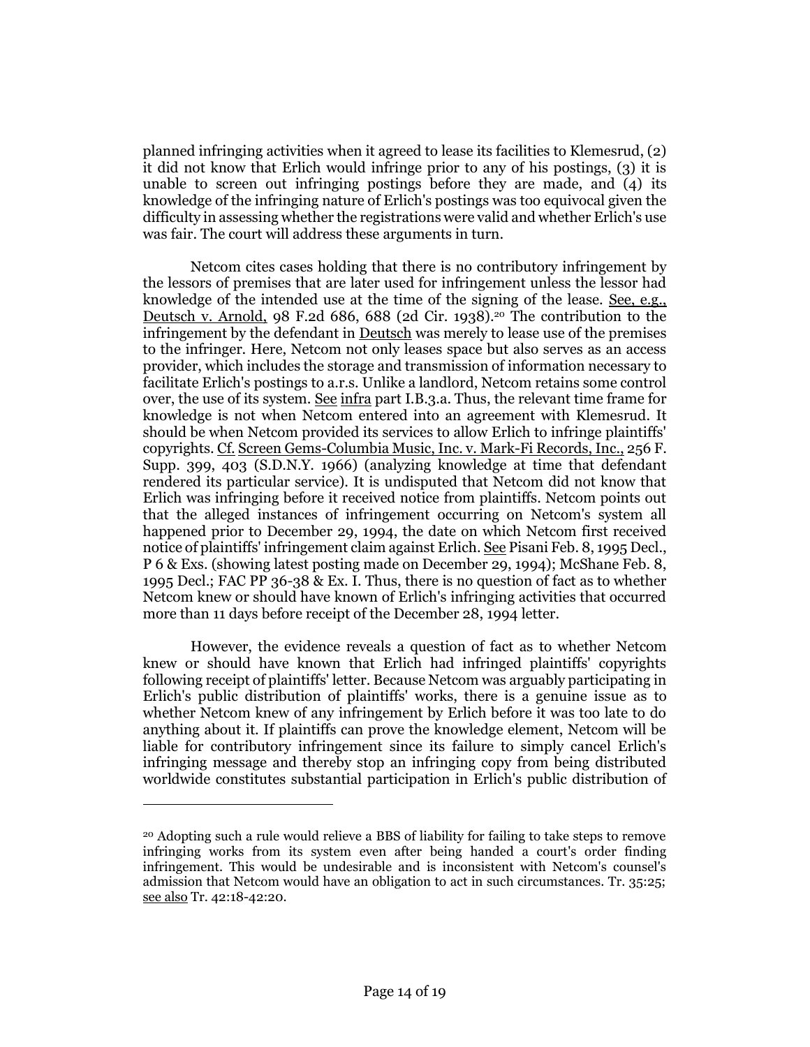planned infringing activities when it agreed to lease its facilities to Klemesrud, (2) it did not know that Erlich would infringe prior to any of his postings, (3) it is unable to screen out infringing postings before they are made, and (4) its knowledge of the infringing nature of Erlich's postings was too equivocal given the difficulty in assessing whether the registrations were valid and whether Erlich's use was fair. The court will address these arguments in turn.

Netcom cites cases holding that there is no contributory infringement by the lessors of premises that are later used for infringement unless the lessor had knowledge of the intended use at the time of the signing of the lease. See, e.g., Deutsch v. Arnold, 98 F.2d 686, 688 (2d Cir. 1938).[20] The contribution to the infringement by the defendant in Deutsch was merely to lease use of the premises to the infringer. Here, Netcom not only leases space but also serves as an access provider, which includes the storage and transmission of information necessary to facilitate Erlich's postings to a.r.s. Unlike a landlord, Netcom retains some control over, the use of its system. See infra part I.B.3.a. Thus, the relevant time frame for knowledge is not when Netcom entered into an agreement with Klemesrud. It should be when Netcom provided its services to allow Erlich to infringe plaintiffs' copyrights. Cf. Screen Gems-Columbia Music, Inc. v. Mark-Fi Records, Inc., 256 F. Supp. 399, 403 (S.D.N.Y. 1966) (analyzing knowledge at time that defendant rendered its particular service). It is undisputed that Netcom did not know that Erlich was infringing before it received notice from plaintiffs. Netcom points out that the alleged instances of infringement occurring on Netcom's system all happened prior to December 29, 1994, the date on which Netcom first received notice of plaintiffs' infringement claim against Erlich. See Pisani Feb. 8, 1995 Decl., P 6 & Exs. (showing latest posting made on December 29, 1994); McShane Feb. 8, 1995 Decl.; FAC PP 36-38 & Ex. I. Thus, there is no question of fact as to whether Netcom knew or should have known of Erlich's infringing activities that occurred more than 11 days before receipt of the December 28, 1994 letter.

However, the evidence reveals a question of fact as to whether Netcom knew or should have known that Erlich had infringed plaintiffs' copyrights following receipt of plaintiffs' letter. Because Netcom was arguably participating in Erlich's public distribution of plaintiffs' works, there is a genuine issue as to whether Netcom knew of any infringement by Erlich before it was too late to do anything about it. If plaintiffs can prove the knowledge element, Netcom will be liable for contributory infringement since its failure to simply cancel Erlich's infringing message and thereby stop an infringing copy from being distributed worldwide constitutes substantial participation in Erlich's public distribution of

---

[20] Adopting such a rule would relieve a BBS of liability for failing to take steps to remove infringing works from its system even after being handed a court's order finding infringement. This would be undesirable and is inconsistent with Netcom's counsel's admission that Netcom would have an obligation to act in such circumstances. Tr. 35:25; see also Tr. 42:18-42:20.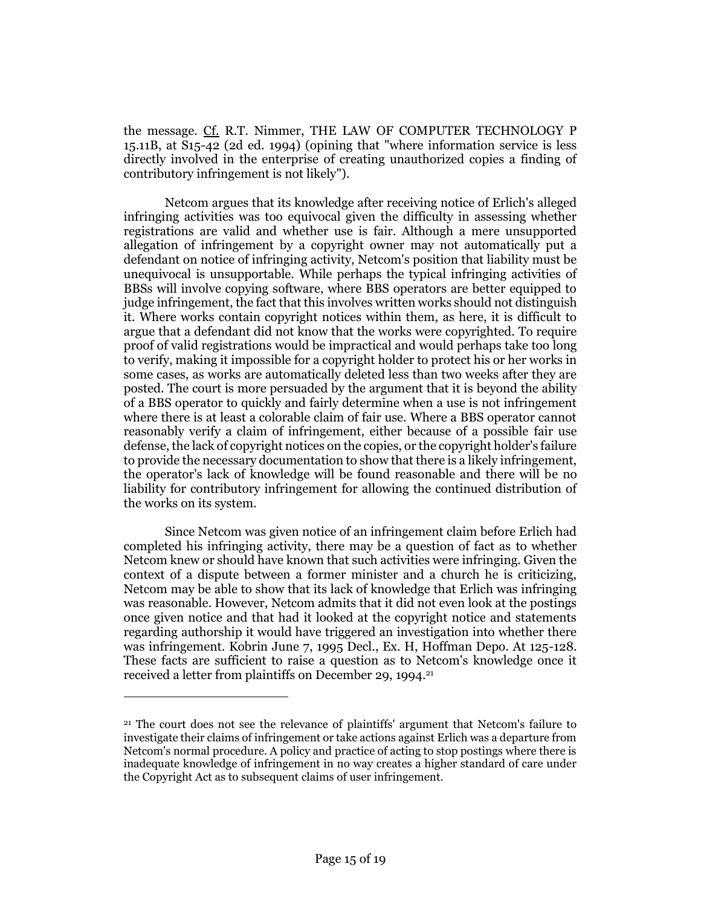the message. Cf. R.T. Nimmer, THE LAW OF COMPUTER TECHNOLOGY P 15.11B, at S15-42 (2d ed. 1994) (opining that "where information service is less directly involved in the enterprise of creating unauthorized copies a finding of contributory infringement is not likely").

Netcom argues that its knowledge after receiving notice of Erlich's alleged infringing activities was too equivocal given the difficulty in assessing whether registrations are valid and whether use is fair. Although a mere unsupported allegation of infringement by a copyright owner may not automatically put a defendant on notice of infringing activity, Netcom's position that liability must be unequivocal is unsupportable. While perhaps the typical infringing activities of BBSs will involve copying software, where BBS operators are better equipped to judge infringement, the fact that this involves written works should not distinguish it. Where works contain copyright notices within them, as here, it is difficult to argue that a defendant did not know that the works were copyrighted. To require proof of valid registrations would be impractical and would perhaps take too long to verify, making it impossible for a copyright holder to protect his or her works in some cases, as works are automatically deleted less than two weeks after they are posted. The court is more persuaded by the argument that it is beyond the ability of a BBS operator to quickly and fairly determine when a use is not infringement where there is at least a colorable claim of fair use. Where a BBS operator cannot reasonably verify a claim of infringement, either because of a possible fair use defense, the lack of copyright notices on the copies, or the copyright holder's failure to provide the necessary documentation to show that there is a likely infringement, the operator's lack of knowledge will be found reasonable and there will be no liability for contributory infringement for allowing the continued distribution of the works on its system.

Since Netcom was given notice of an infringement claim before Erlich had completed his infringing activity, there may be a question of fact as to whether Netcom knew or should have known that such activities were infringing. Given the context of a dispute between a former minister and a church he is criticizing, Netcom may be able to show that its lack of knowledge that Erlich was infringing was reasonable. However, Netcom admits that it did not even look at the postings once given notice and that had it looked at the copyright notice and statements regarding authorship it would have triggered an investigation into whether there was infringement. Kobrin June 7, 1995 Decl., Ex. H, Hoffman Depo. At 125-128. These facts are sufficient to raise a question as to Netcom's knowledge once it received a letter from plaintiffs on December 29, 1994.[21]

---

[21] The court does not see the relevance of plaintiffs' argument that Netcom's failure to investigate their claims of infringement or take actions against Erlich was a departure from Netcom's normal procedure. A policy and practice of acting to stop postings where there is inadequate knowledge of infringement in no way creates a higher standard of care under the Copyright Act as to subsequent claims of user infringement.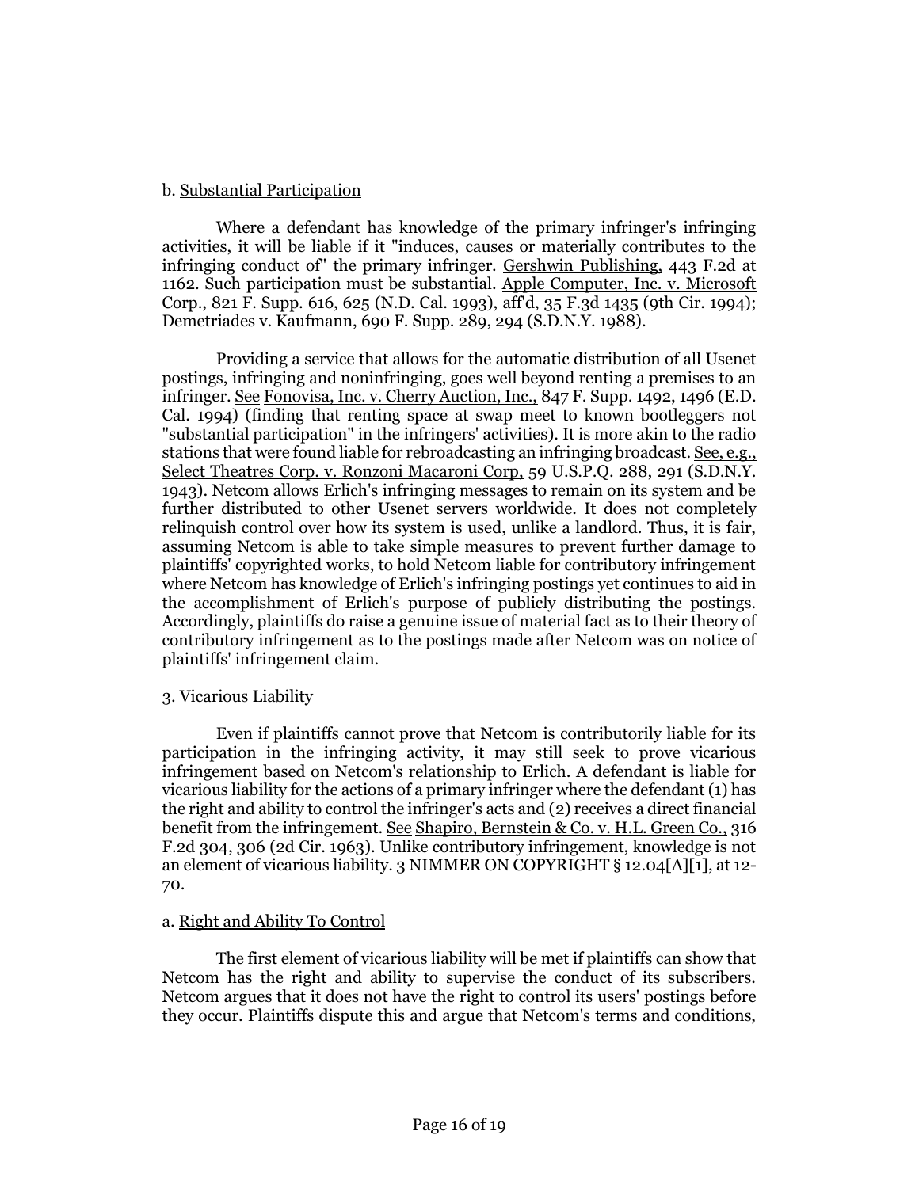b. Substantial Participation

Where a defendant has knowledge of the primary infringer's infringing activities, it will be liable if it "induces, causes or materially contributes to the infringing conduct of" the primary infringer. Gershwin Publishing, 443 F.2d at 1162. Such participation must be substantial. Apple Computer, Inc. v. Microsoft Corp., 821 F. Supp. 616, 625 (N.D. Cal. 1993), aff'd, 35 F.3d 1435 (9th Cir. 1994); Demetriades v. Kaufmann, 690 F. Supp. 289, 294 (S.D.N.Y. 1988).

Providing a service that allows for the automatic distribution of all Usenet postings, infringing and noninfringing, goes well beyond renting a premises to an infringer. See Fonovisa, Inc. v. Cherry Auction, Inc., 847 F. Supp. 1492, 1496 (E.D. Cal. 1994) (finding that renting space at swap meet to known bootleggers not "substantial participation" in the infringers' activities). It is more akin to the radio stations that were found liable for rebroadcasting an infringing broadcast. See, e.g., Select Theatres Corp. v. Ronzoni Macaroni Corp., 59 U.S.P.Q. 288, 291 (S.D.N.Y. 1943). Netcom allows Erlich's infringing messages to remain on its system and be further distributed to other Usenet servers worldwide. It does not completely relinquish control over how its system is used, unlike a landlord. Thus, it is fair, assuming Netcom is able to take simple measures to prevent further damage to plaintiffs' copyrighted works, to hold Netcom liable for contributory infringement where Netcom has knowledge of Erlich's infringing postings yet continues to aid in the accomplishment of Erlich's purpose of publicly distributing the postings. Accordingly, plaintiffs do raise a genuine issue of material fact as to their theory of contributory infringement as to the postings made after Netcom was on notice of plaintiffs' infringement claim.

3. Vicarious Liability

Even if plaintiffs cannot prove that Netcom is contributorily liable for its participation in the infringing activity, it may still seek to prove vicarious infringement based on Netcom's relationship to Erlich. A defendant is liable for vicarious liability for the actions of a primary infringer where the defendant (1) has the right and ability to control the infringer's acts and (2) receives a direct financial benefit from the infringement. See Shapiro, Bernstein & Co. v. H.L. Green Co., 316 F.2d 304, 306 (2d Cir. 1963). Unlike contributory infringement, knowledge is not an element of vicarious liability. 3 NIMMER ON COPYRIGHT § 12.04[A][1], at 12-70.

a. Right and Ability To Control

The first element of vicarious liability will be met if plaintiffs can show that Netcom has the right and ability to supervise the conduct of its subscribers. Netcom argues that it does not have the right to control its users' postings before they occur. Plaintiffs dispute this and argue that Netcom's terms and conditions,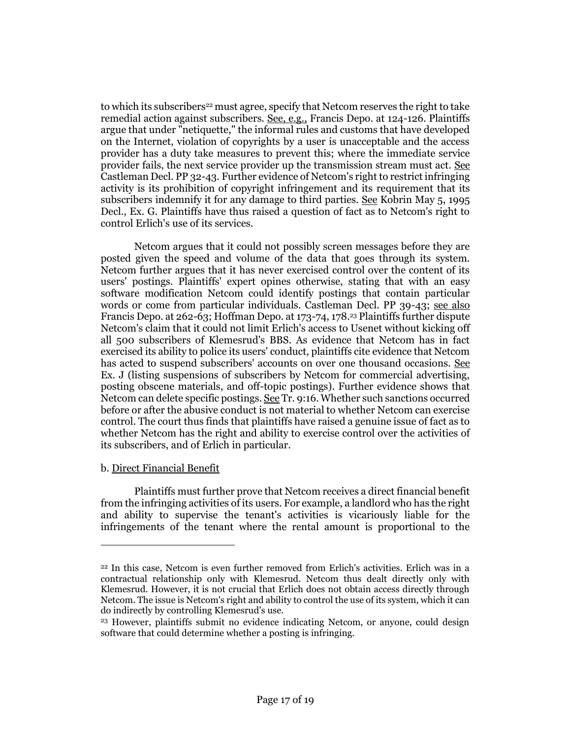to which its subscribers[22] must agree, specify that Netcom reserves the right to take remedial action against subscribers. See, e.g., Francis Depo. at 124-126. Plaintiffs argue that under "netiquette," the informal rules and customs that have developed on the Internet, violation of copyrights by a user is unacceptable and the access provider has a duty take measures to prevent this; where the immediate service provider fails, the next service provider up the transmission stream must act. See Castleman Decl. PP 32-43. Further evidence of Netcom's right to restrict infringing activity is its prohibition of copyright infringement and its requirement that its subscribers indemnify it for any damage to third parties. See Kobrin May 5, 1995 Decl., Ex. G. Plaintiffs have thus raised a question of fact as to Netcom's right to control Erlich's use of its services.

Netcom argues that it could not possibly screen messages before they are posted given the speed and volume of the data that goes through its system. Netcom further argues that it has never exercised control over the content of its users' postings. Plaintiffs' expert opines otherwise, stating that with an easy software modification Netcom could identify postings that contain particular words or come from particular individuals. Castleman Decl. PP 39-43; see also Francis Depo. at 262-63; Hoffman Depo. at 173-74, 178.[23] Plaintiffs further dispute Netcom's claim that it could not limit Erlich's access to Usenet without kicking off all 500 subscribers of Klemesrud's BBS. As evidence that Netcom has in fact exercised its ability to police its users' conduct, plaintiffs cite evidence that Netcom has acted to suspend subscribers' accounts on over one thousand occasions. See Ex. J (listing suspensions of subscribers by Netcom for commercial advertising, posting obscene materials, and off-topic postings). Further evidence shows that Netcom can delete specific postings. See Tr. 9:16. Whether such sanctions occurred before or after the abusive conduct is not material to whether Netcom can exercise control. The court thus finds that plaintiffs have raised a genuine issue of fact as to whether Netcom has the right and ability to exercise control over the activities of its subscribers, and of Erlich in particular.

b. Direct Financial Benefit

Plaintiffs must further prove that Netcom receives a direct financial benefit from the infringing activities of its users. For example, a landlord who has the right and ability to supervise the tenant's activities is vicariously liable for the infringements of the tenant where the rental amount is proportional to the

---

[22] In this case, Netcom is even further removed from Erlich's activities. Erlich was in a contractual relationship only with Klemesrud. Netcom thus dealt directly only with Klemesrud. However, it is not crucial that Erlich does not obtain access directly through Netcom. The issue is Netcom's right and ability to control the use of its system, which it can do indirectly by controlling Klemesrud's use.

[23] However, plaintiffs submit no evidence indicating Netcom, or anyone, could design software that could determine whether a posting is infringing.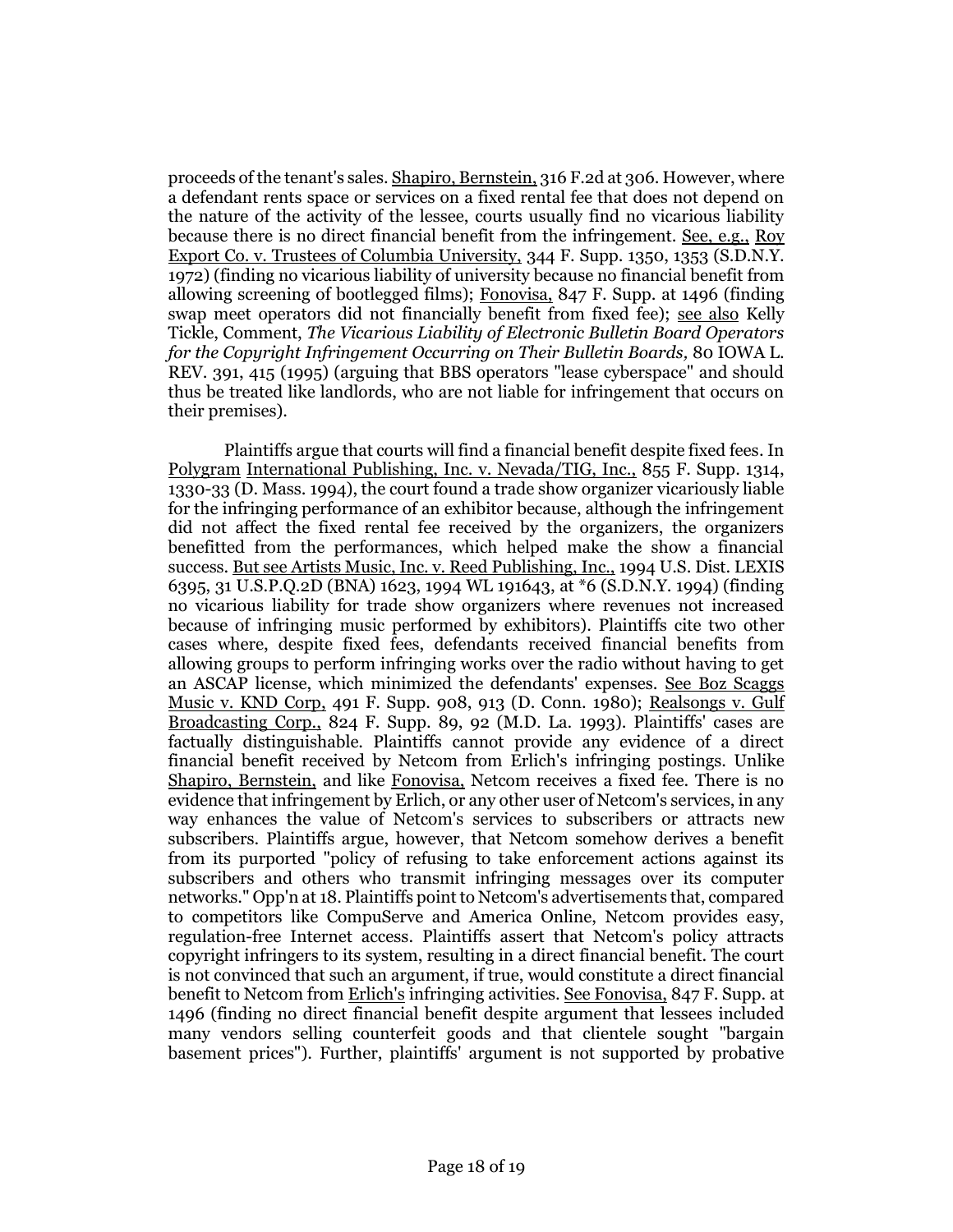proceeds of the tenant's sales. Shapiro, Bernstein, 316 F.2d at 306. However, where a defendant rents space or services on a fixed rental fee that does not depend on the nature of the activity of the lessee, courts usually find no vicarious liability because there is no direct financial benefit from the infringement. See, e.g., Roy Export Co. v. Trustees of Columbia University, 344 F. Supp. 1350, 1353 (S.D.N.Y. 1972) (finding no vicarious liability of university because no financial benefit from allowing screening of bootlegged films); Fonovisa, 847 F. Supp. at 1496 (finding swap meet operators did not financially benefit from fixed fee); see also Kelly Tickle, Comment, *The Vicarious Liability of Electronic Bulletin Board Operators for the Copyright Infringement Occurring on Their Bulletin Boards,* 80 IOWA L. REV. 391, 415 (1995) (arguing that BBS operators "lease cyberspace" and should thus be treated like landlords, who are not liable for infringement that occurs on their premises).

Plaintiffs argue that courts will find a financial benefit despite fixed fees. In Polygram International Publishing, Inc. v. Nevada/TIG, Inc., 855 F. Supp. 1314, 1330-33 (D. Mass. 1994), the court found a trade show organizer vicariously liable for the infringing performance of an exhibitor because, although the infringement did not affect the fixed rental fee received by the organizers, the organizers benefitted from the performances, which helped make the show a financial success. But see Artists Music, Inc. v. Reed Publishing, Inc., 1994 U.S. Dist. LEXIS 6395, 31 U.S.P.Q.2D (BNA) 1623, 1994 WL 191643, at *6 (S.D.N.Y. 1994) (finding no vicarious liability for trade show organizers where revenues not increased because of infringing music performed by exhibitors). Plaintiffs cite two other cases where, despite fixed fees, defendants received financial benefits from allowing groups to perform infringing works over the radio without having to get an ASCAP license, which minimized the defendants' expenses. See Boz Scaggs Music v. KND Corp, 491 F. Supp. 908, 913 (D. Conn. 1980); Realsongs v. Gulf Broadcasting Corp., 824 F. Supp. 89, 92 (M.D. La. 1993). Plaintiffs' cases are factually distinguishable. Plaintiffs cannot provide any evidence of a direct financial benefit received by Netcom from Erlich's infringing postings. Unlike Shapiro, Bernstein, and like Fonovisa, Netcom receives a fixed fee. There is no evidence that infringement by Erlich, or any other user of Netcom's services, in any way enhances the value of Netcom's services to subscribers or attracts new subscribers. Plaintiffs argue, however, that Netcom somehow derives a benefit from its purported "policy of refusing to take enforcement actions against its subscribers and others who transmit infringing messages over its computer networks." Opp'n at 18. Plaintiffs point to Netcom's advertisements that, compared to competitors like CompuServe and America Online, Netcom provides easy, regulation-free Internet access. Plaintiffs assert that Netcom's policy attracts copyright infringers to its system, resulting in a direct financial benefit. The court is not convinced that such an argument, if true, would constitute a direct financial benefit to Netcom from Erlich's infringing activities. See Fonovisa, 847 F. Supp. at 1496 (finding no direct financial benefit despite argument that lessees included many vendors selling counterfeit goods and that clientele sought "bargain basement prices"). Further, plaintiffs' argument is not supported by probative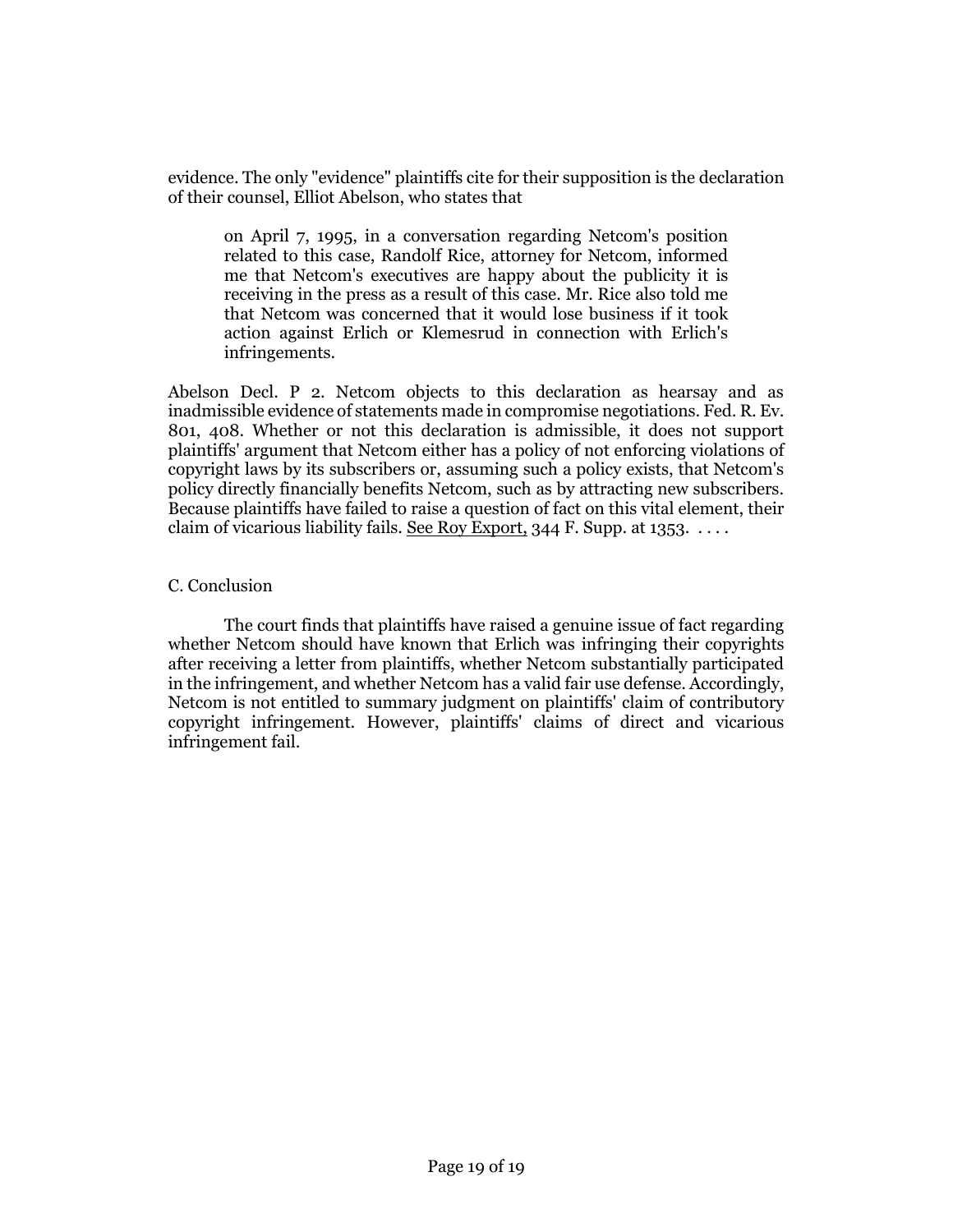evidence. The only "evidence" plaintiffs cite for their supposition is the declaration of their counsel, Elliot Abelson, who states that

> on April 7, 1995, in a conversation regarding Netcom's position related to this case, Randolf Rice, attorney for Netcom, informed me that Netcom's executives are happy about the publicity it is receiving in the press as a result of this case. Mr. Rice also told me that Netcom was concerned that it would lose business if it took action against Erlich or Klemesrud in connection with Erlich's infringements.

Abelson Decl. P 2. Netcom objects to this declaration as hearsay and as inadmissible evidence of statements made in compromise negotiations. Fed. R. Ev. 801, 408. Whether or not this declaration is admissible, it does not support plaintiffs' argument that Netcom either has a policy of not enforcing violations of copyright laws by its subscribers or, assuming such a policy exists, that Netcom's policy directly financially benefits Netcom, such as by attracting new subscribers. Because plaintiffs have failed to raise a question of fact on this vital element, their claim of vicarious liability fails. See Roy Export, 344 F. Supp. at 1353. . . . .

C. Conclusion

The court finds that plaintiffs have raised a genuine issue of fact regarding whether Netcom should have known that Erlich was infringing their copyrights after receiving a letter from plaintiffs, whether Netcom substantially participated in the infringement, and whether Netcom has a valid fair use defense. Accordingly, Netcom is not entitled to summary judgment on plaintiffs' claim of contributory copyright infringement. However, plaintiffs' claims of direct and vicarious infringement fail.